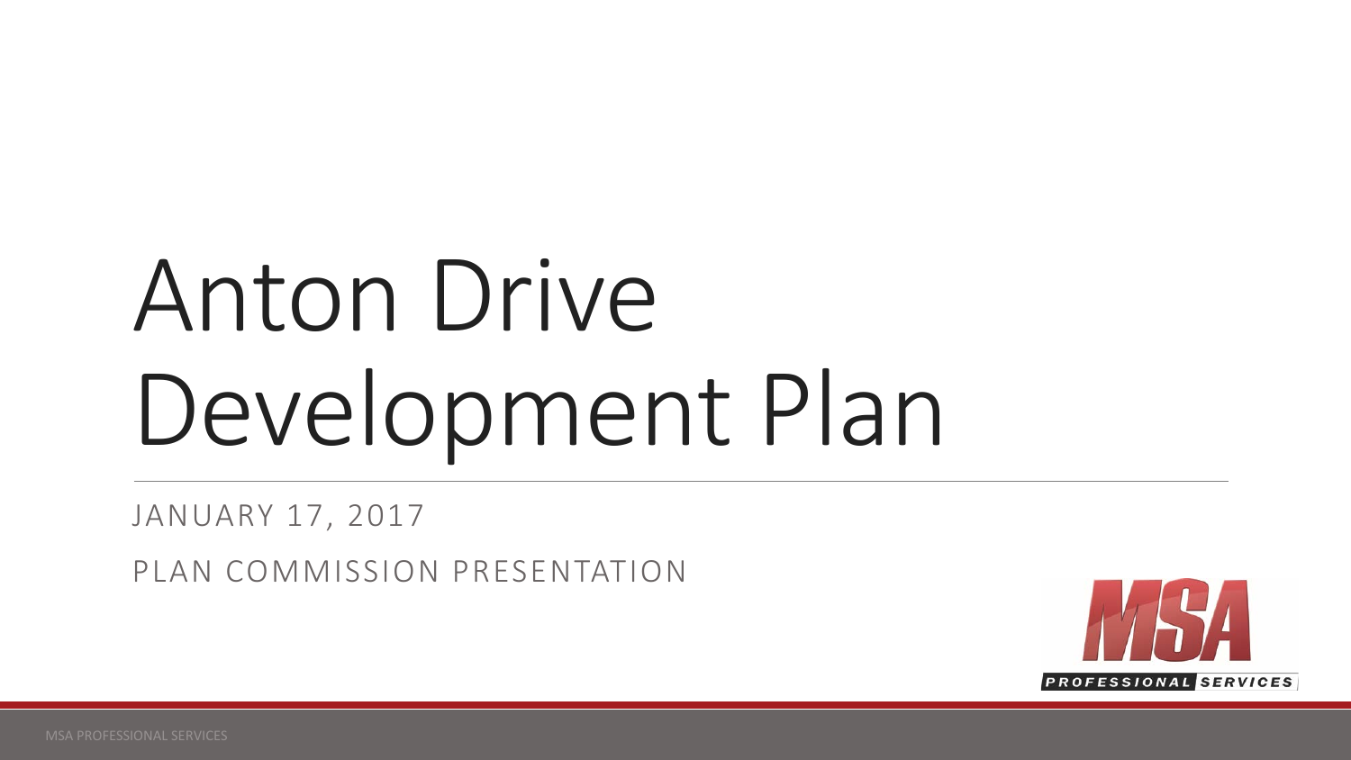# Anton Drive Development Plan

JANUARY 17, 2017

PLAN COMMISSION PRESENTATION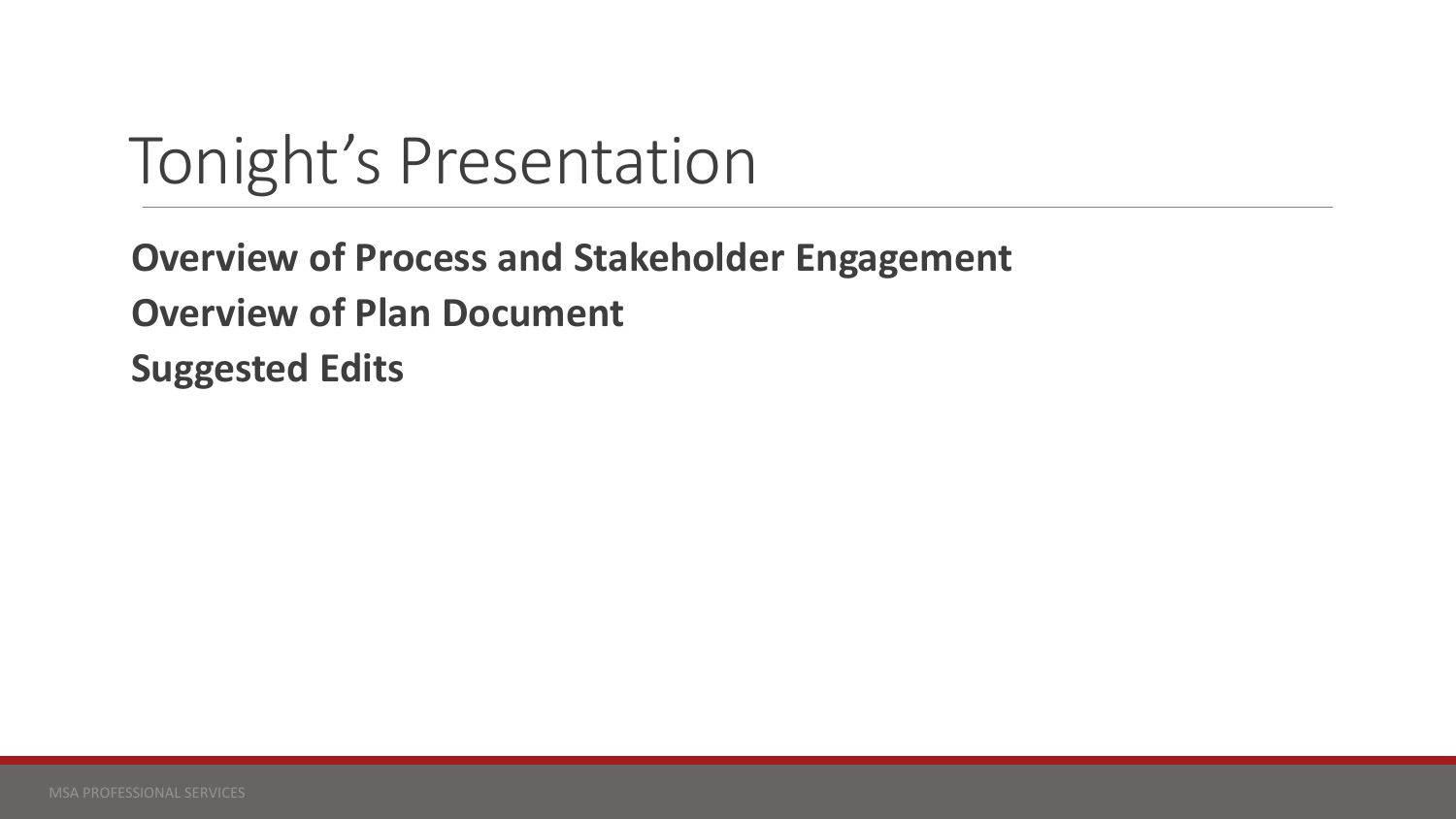# Tonight's Presentation

**Overview of Process and Stakeholder Engagement**

**Overview of Plan Document**

**Suggested Edits**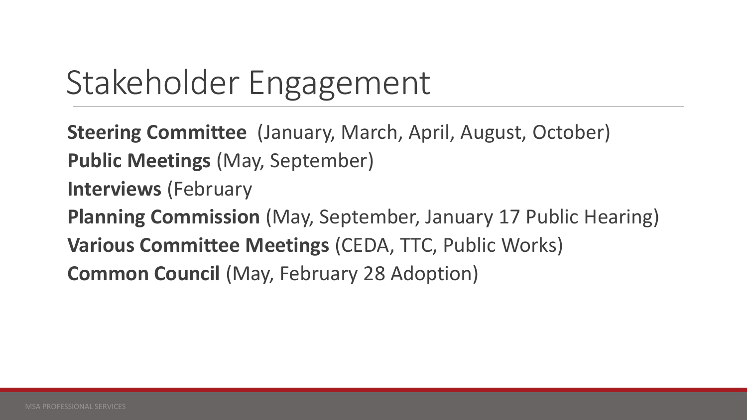# Stakeholder Engagement

**Steering Committee** (January, March, April, August, October)

**Public Meetings** (May, September)

**Interviews** (February

**Planning Commission** (May, September, January 17 Public Hearing)

**Various Committee Meetings** (CEDA, TTC, Public Works)

**Common Council** (May, February 28 Adoption)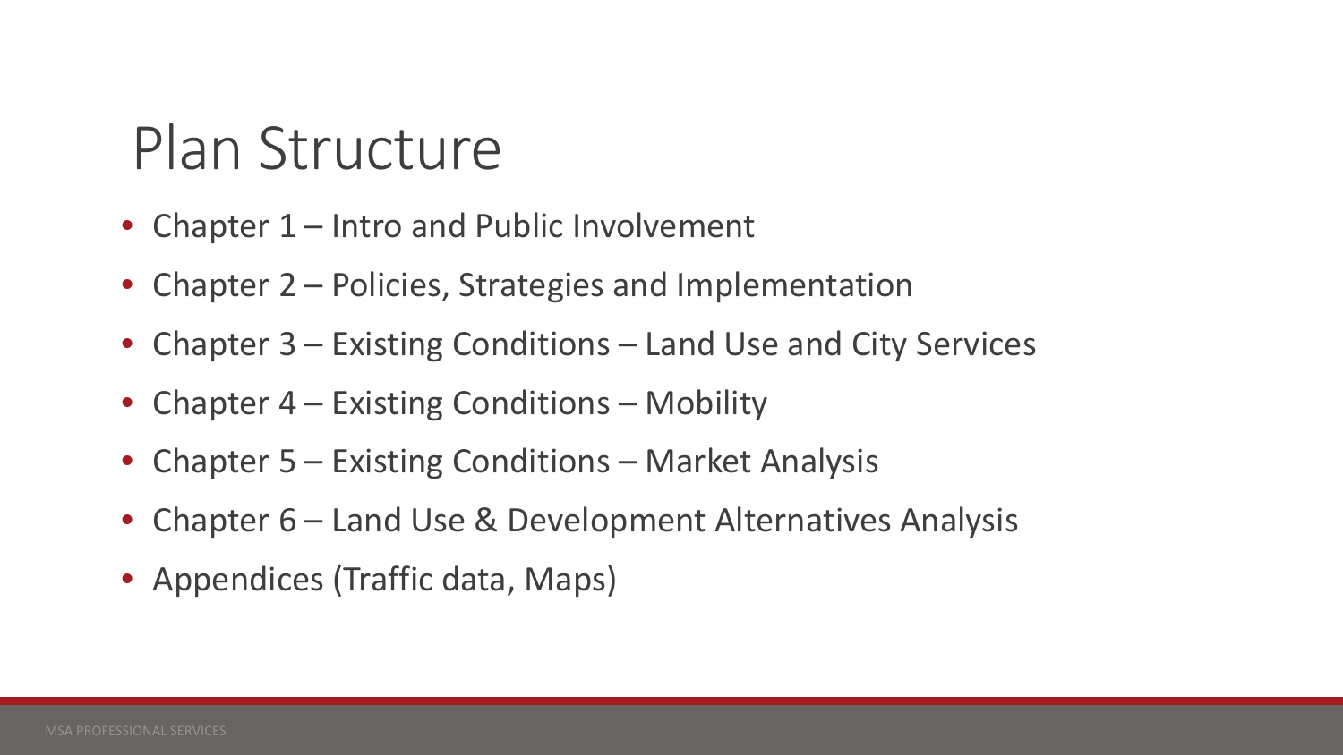# Plan Structure

- Chapter 1 – Intro and Public Involvement
- Chapter 2 – Policies, Strategies and Implementation
- Chapter 3 – Existing Conditions – Land Use and City Services
- Chapter 4 – Existing Conditions – Mobility
- Chapter 5 – Existing Conditions – Market Analysis
- Chapter 6 – Land Use & Development Alternatives Analysis
- Appendices (Traffic data, Maps)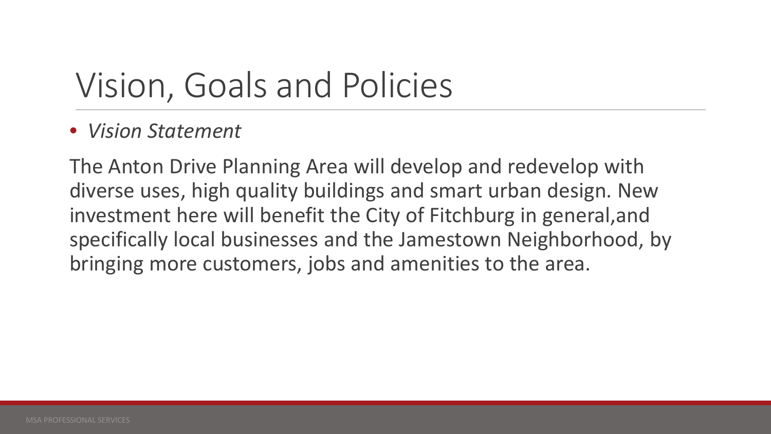# Vision, Goals and Policies

- *Vision Statement*

The Anton Drive Planning Area will develop and redevelop with diverse uses, high quality buildings and smart urban design. New investment here will benefit the City of Fitchburg in general,and specifically local businesses and the Jamestown Neighborhood, by bringing more customers, jobs and amenities to the area.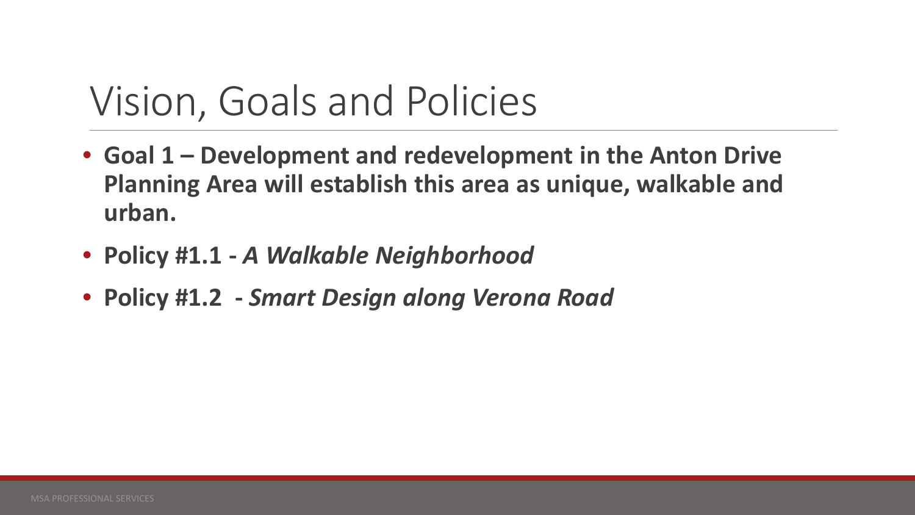# Vision, Goals and Policies

- **Goal 1 – Development and redevelopment in the Anton Drive Planning Area will establish this area as unique, walkable and urban.**
- **Policy #1.1 -** ***A Walkable Neighborhood***
- **Policy #1.2 -** ***Smart Design along Verona Road***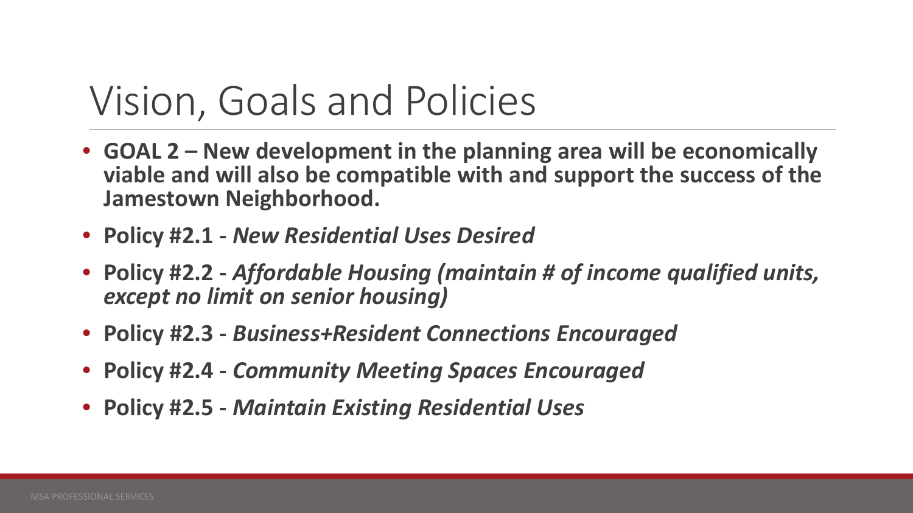# Vision, Goals and Policies

- **GOAL 2 – New development in the planning area will be economically viable and will also be compatible with and support the success of the Jamestown Neighborhood.**
- **Policy #2.1 -** ***New Residential Uses Desired***
- **Policy #2.2 -** ***Affordable Housing (maintain # of income qualified units, except no limit on senior housing)***
- **Policy #2.3 -** ***Business+Resident Connections Encouraged***
- **Policy #2.4 -** ***Community Meeting Spaces Encouraged***
- **Policy #2.5 -** ***Maintain Existing Residential Uses***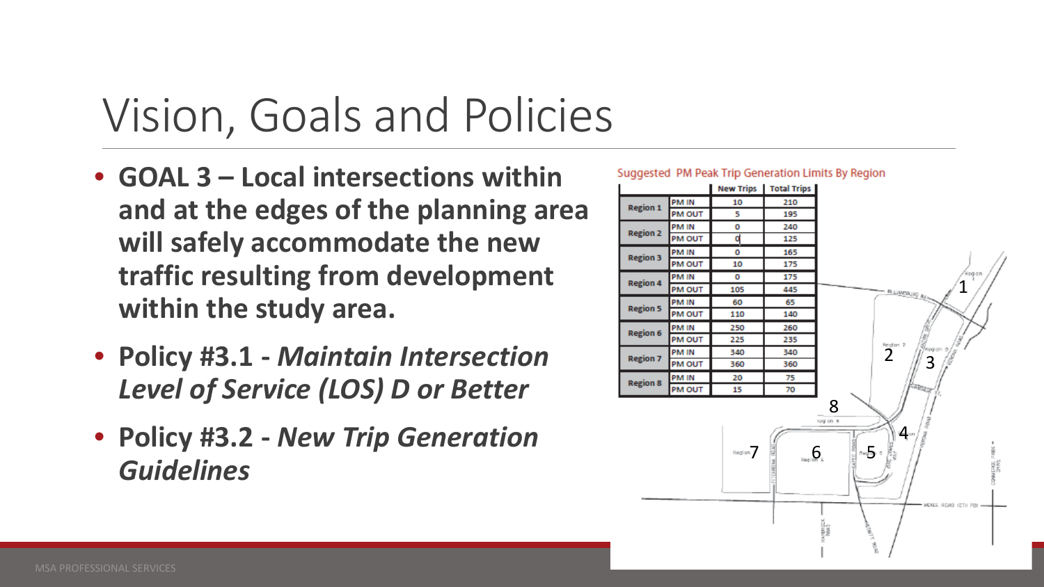# Vision, Goals and Policies

- **GOAL 3 – Local intersections within and at the edges of the planning area will safely accommodate the new traffic resulting from development within the study area.**
- **Policy #3.1 -** ***Maintain Intersection Level of Service (LOS) D or Better***
- **Policy #3.2 -** ***New Trip Generation Guidelines***

Suggested PM Peak Trip Generation Limits By Region

| | | New Trips | Total Trips |
|---|---|---|---|
| Region 1 | PM IN | 10 | 210 |
| | PM OUT | 5 | 195 |
| Region 2 | PM IN | 0 | 240 |
| | PM OUT | 0 | 125 |
| Region 3 | PM IN | 0 | 165 |
| | PM OUT | 10 | 175 |
| Region 4 | PM IN | 0 | 175 |
| | PM OUT | 105 | 445 |
| Region 5 | PM IN | 60 | 65 |
| | PM OUT | 110 | 140 |
| Region 6 | PM IN | 250 | 260 |
| | PM OUT | 225 | 235 |
| Region 7 | PM IN | 340 | 340 |
| | PM OUT | 360 | 360 |
| Region 8 | PM IN | 20 | 75 |
| | PM OUT | 15 | 70 |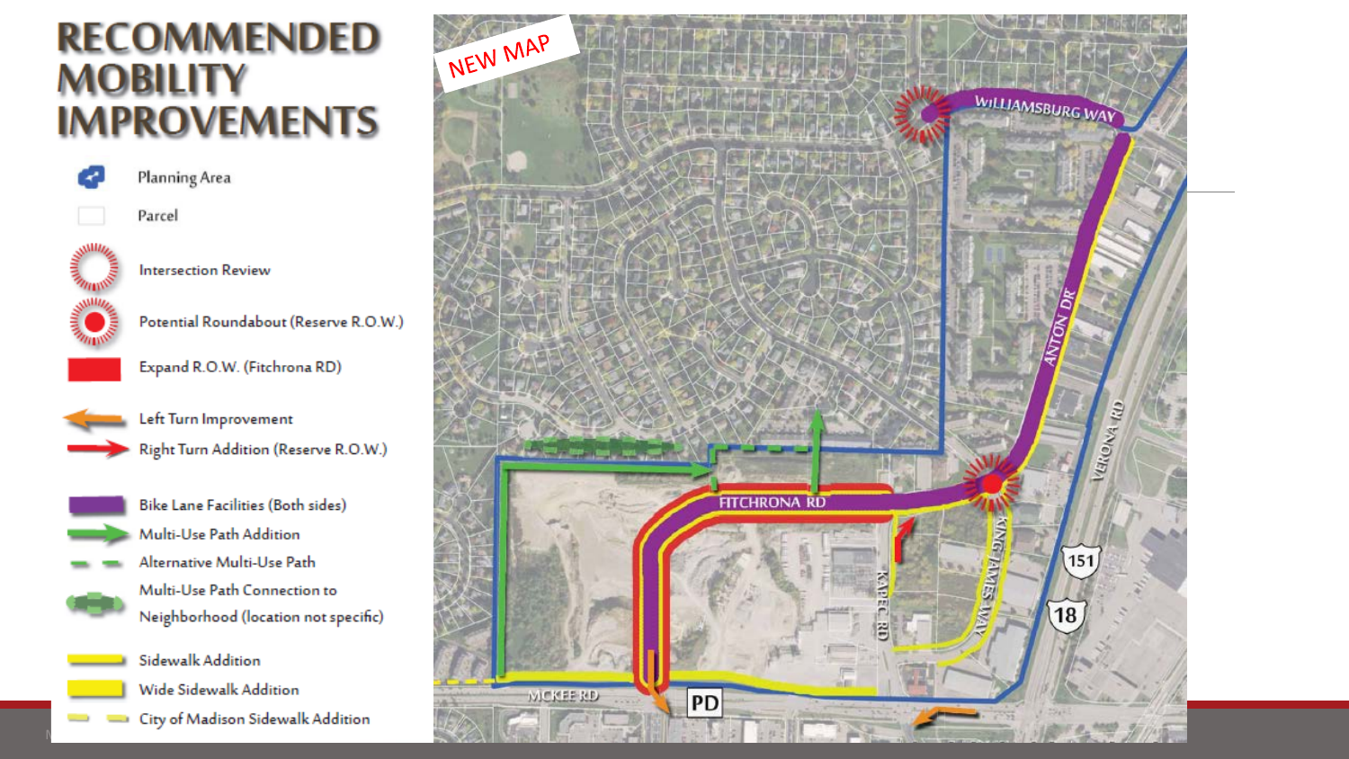# RECOMMENDED MOBILITY IMPROVEMENTS

- Planning Area
- Parcel
- Intersection Review
- Potential Roundabout (Reserve R.O.W.)
- Expand R.O.W. (Fitchrona RD)
- Left Turn Improvement
- Right Turn Addition (Reserve R.O.W.)
- Bike Lane Facilities (Both sides)
- Multi-Use Path Addition
- Alternative Multi-Use Path
- Multi-Use Path Connection to Neighborhood (location not specific)
- Sidewalk Addition
- Wide Sidewalk Addition
- City of Madison Sidewalk Addition

NEW MAP

WILLIAMSBURG WAY

ANTON DR

VERONA RD

FITCHRONA RD

KAPEC RD

KING JAMES WAY

151

18

MCKEE RD

PD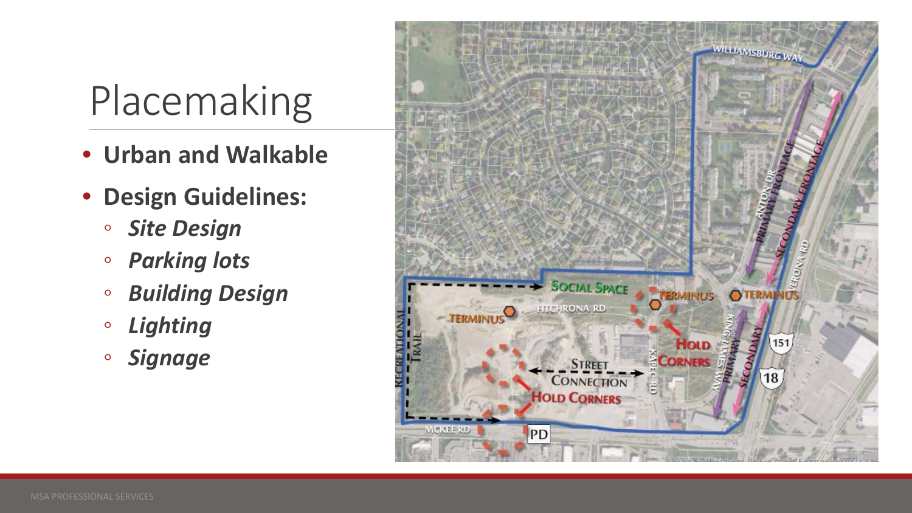# Placemaking

- **Urban and Walkable**
- **Design Guidelines:**
  - ***Site Design***
  - ***Parking lots***
  - ***Building Design***
  - ***Lighting***
  - ***Signage***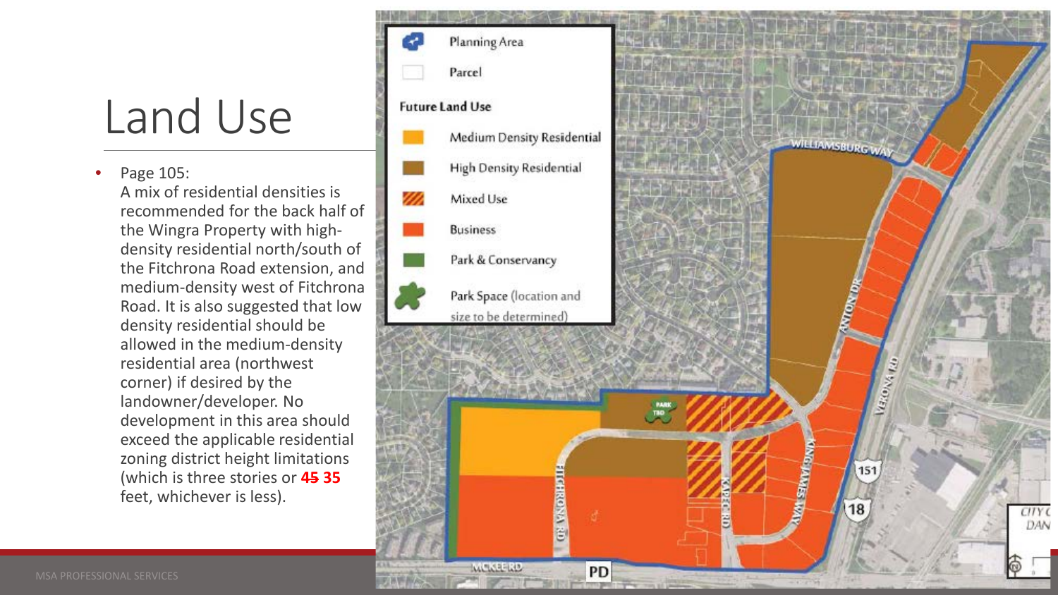# Land Use

- Page 105:
  A mix of residential densities is recommended for the back half of the Wingra Property with high-density residential north/south of the Fitchrona Road extension, and medium-density west of Fitchrona Road. It is also suggested that low density residential should be allowed in the medium-density residential area (northwest corner) if desired by the landowner/developer. No development in this area should exceed the applicable residential zoning district height limitations (which is three stories or ~~45~~ **35** feet, whichever is less).

Planning Area

Parcel

**Future Land Use**

Medium Density Residential

High Density Residential

Mixed Use

Business

Park & Conservancy

Park Space (location and size to be determined)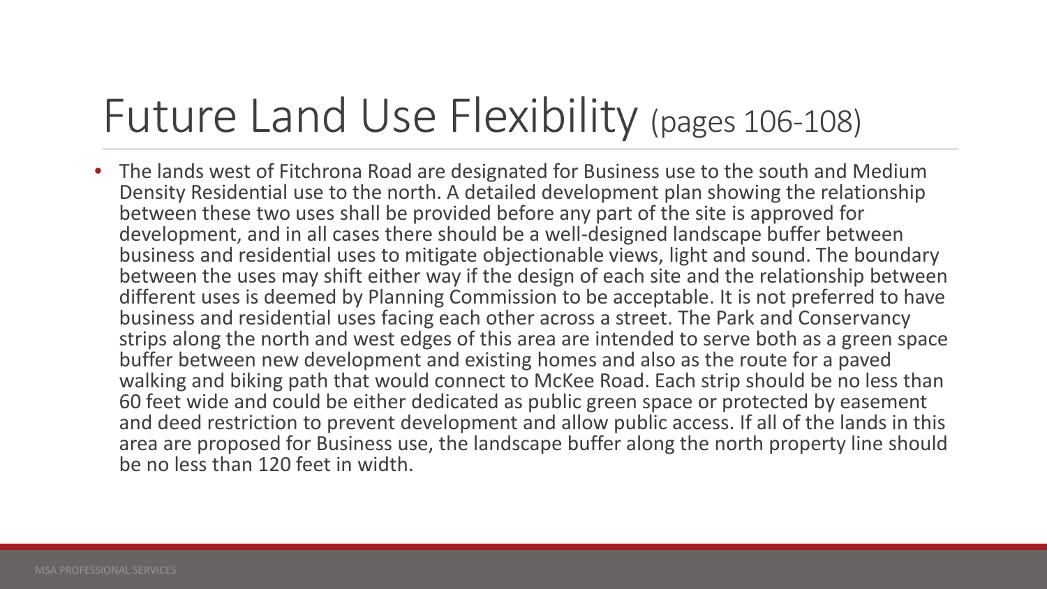# Future Land Use Flexibility (pages 106-108)

- The lands west of Fitchrona Road are designated for Business use to the south and Medium Density Residential use to the north. A detailed development plan showing the relationship between these two uses shall be provided before any part of the site is approved for development, and in all cases there should be a well-designed landscape buffer between business and residential uses to mitigate objectionable views, light and sound. The boundary between the uses may shift either way if the design of each site and the relationship between different uses is deemed by Planning Commission to be acceptable. It is not preferred to have business and residential uses facing each other across a street. The Park and Conservancy strips along the north and west edges of this area are intended to serve both as a green space buffer between new development and existing homes and also as the route for a paved walking and biking path that would connect to McKee Road. Each strip should be no less than 60 feet wide and could be either dedicated as public green space or protected by easement and deed restriction to prevent development and allow public access. If all of the lands in this area are proposed for Business use, the landscape buffer along the north property line should be no less than 120 feet in width.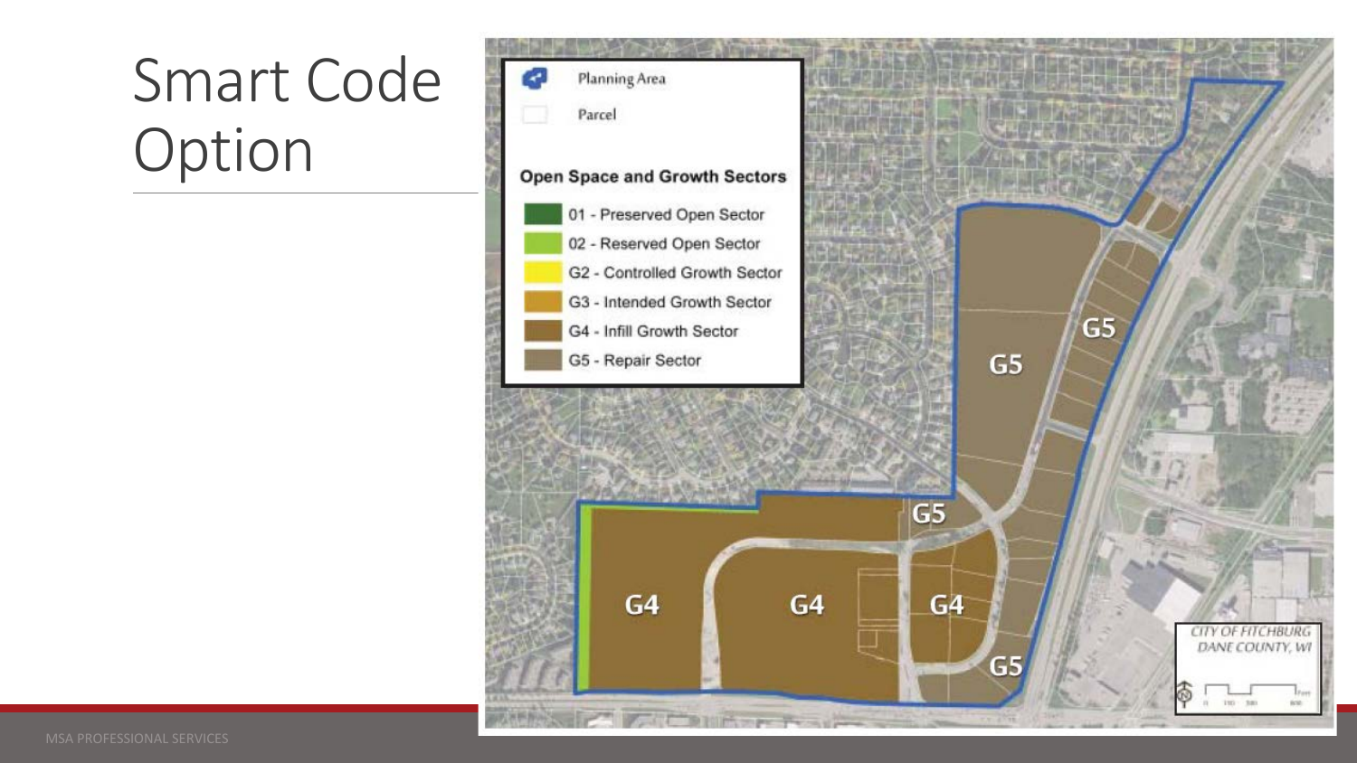# Smart Code Option

Planning Area

Parcel

**Open Space and Growth Sectors**

- 01 - Preserved Open Sector
- 02 - Reserved Open Sector
- G2 - Controlled Growth Sector
- G3 - Intended Growth Sector
- G4 - Infill Growth Sector
- G5 - Repair Sector

G5

G5

G5

G4

G4

G4

G5

CITY OF FITCHBURG
DANE COUNTY, WI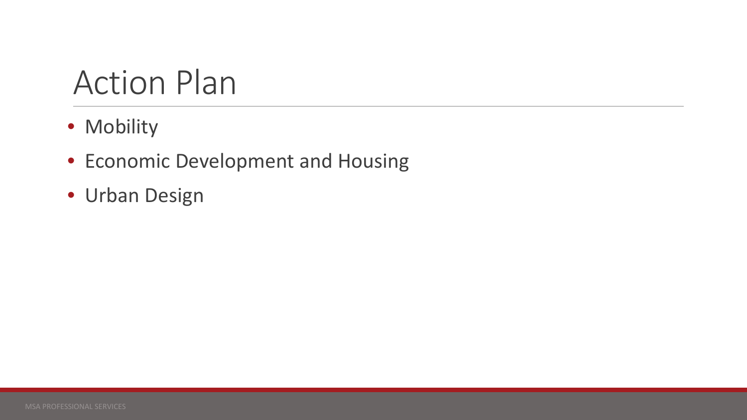# Action Plan

- Mobility
- Economic Development and Housing
- Urban Design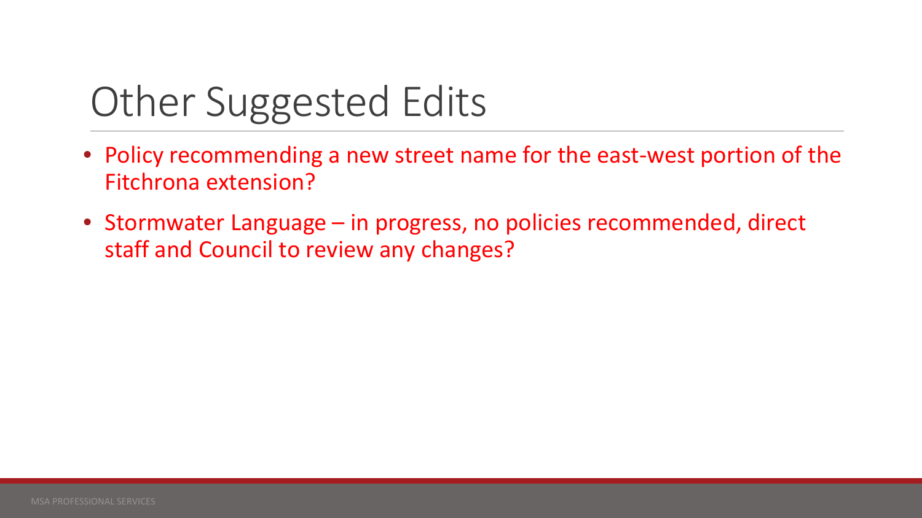# Other Suggested Edits

- Policy recommending a new street name for the east-west portion of the Fitchrona extension?
- Stormwater Language – in progress, no policies recommended, direct staff and Council to review any changes?